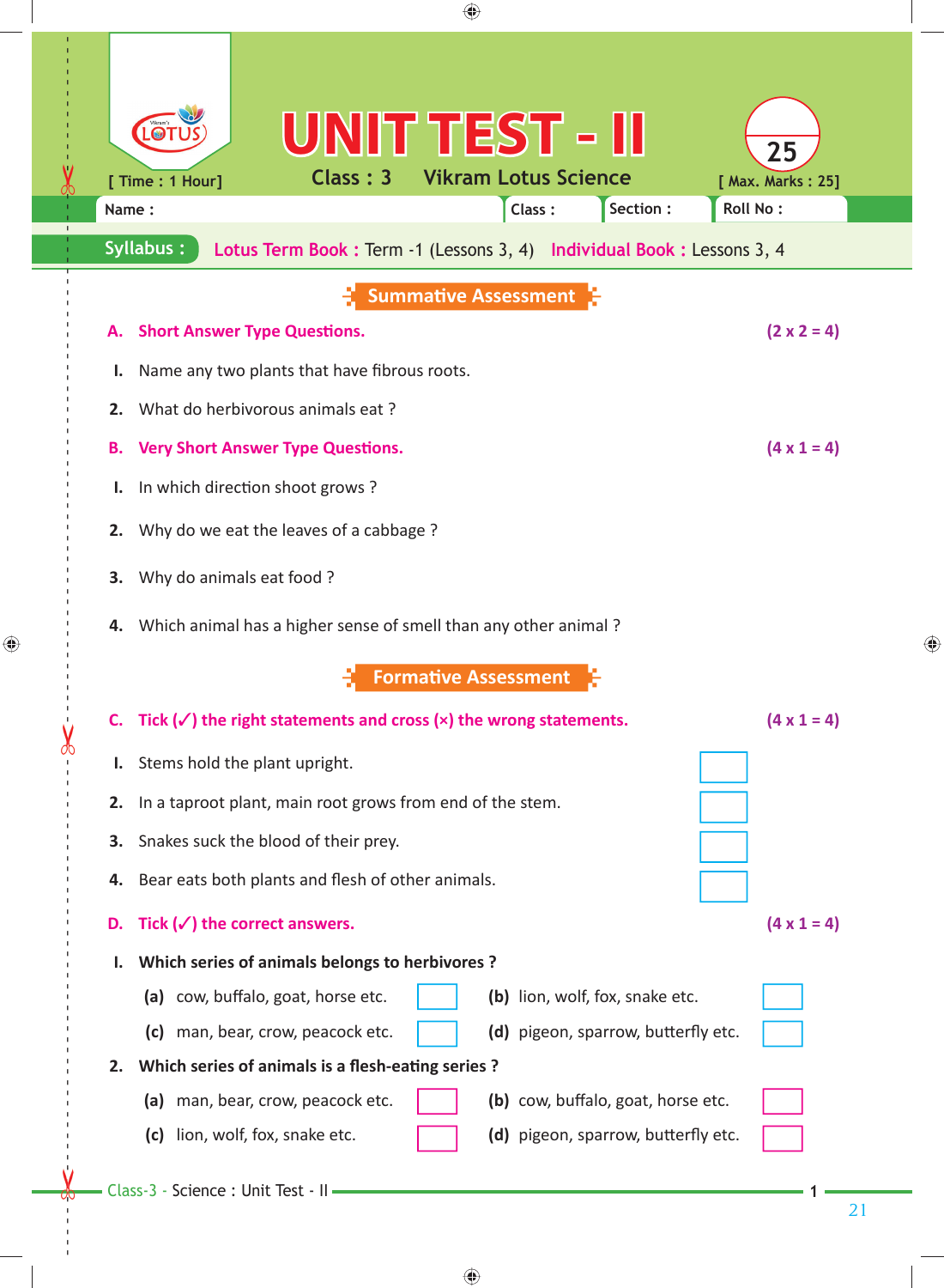# UNIT TEST - II

**Class : 3** **Vikram Lotus Science**

[ Time : 1 Hour] [ Max. Marks : 25]

25

Name : Class : Section : Roll No :

**Syllabus :** Lotus Term Book : Term -1 (Lessons 3, 4) Individual Book : Lessons 3, 4

## Summative Assessment

**A. Short Answer Type Questions.** **(2 x 2 = 4)**

1. Name any two plants that have fibrous roots.
2. What do herbivorous animals eat ?

**B. Very Short Answer Type Questions.** **(4 x 1 = 4)**

1. In which direction shoot grows ?
2. Why do we eat the leaves of a cabbage ?
3. Why do animals eat food ?
4. Which animal has a higher sense of smell than any other animal ?

## Formative Assessment

**C. Tick (✓) the right statements and cross (×) the wrong statements.** **(4 x 1 = 4)**

1. Stems hold the plant upright. ☐
2. In a taproot plant, main root grows from end of the stem. ☐
3. Snakes suck the blood of their prey. ☐
4. Bear eats both plants and flesh of other animals. ☐

**D. Tick (✓) the correct answers.** **(4 x 1 = 4)**

**1. Which series of animals belongs to herbivores ?**

(a) cow, buffalo, goat, horse etc. ☐ (b) lion, wolf, fox, snake etc. ☐

(c) man, bear, crow, peacock etc. ☐ (d) pigeon, sparrow, butterfly etc. ☐

**2. Which series of animals is a flesh-eating series ?**

(a) man, bear, crow, peacock etc. ☐ (b) cow, buffalo, goat, horse etc. ☐

(c) lion, wolf, fox, snake etc. ☐ (d) pigeon, sparrow, butterfly etc. ☐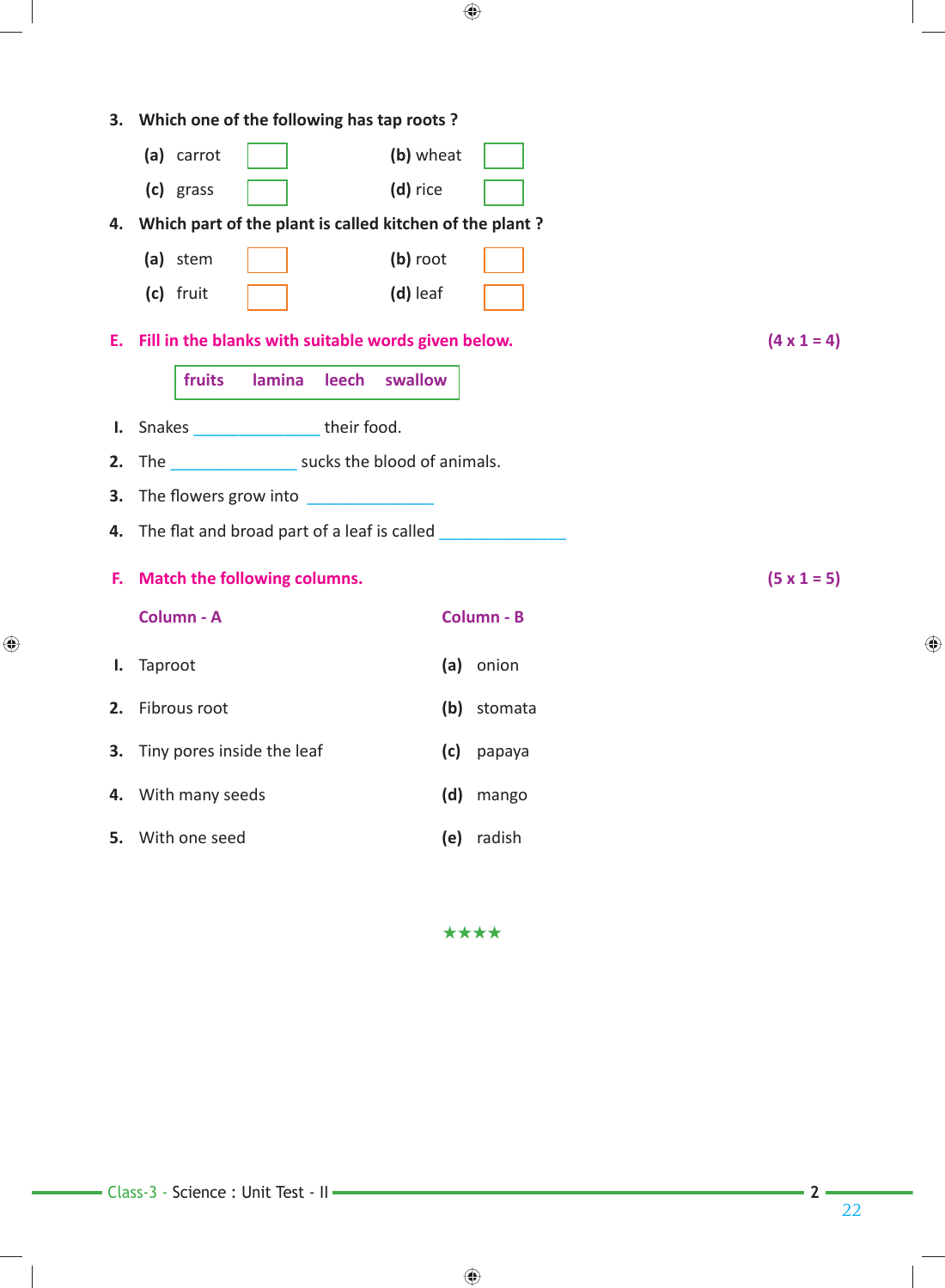**3. Which one of the following has tap roots ?**

(a) carrot ☐ (b) wheat ☐

(c) grass ☐ (d) rice ☐

**4. Which part of the plant is called kitchen of the plant ?**

(a) stem ☐ (b) root ☐

(c) fruit ☐ (d) leaf ☐

## E. Fill in the blanks with suitable words given below. (4 x 1 = 4)

**fruits lamina leech swallow**

I. Snakes _______________ their food.

2. The _______________ sucks the blood of animals.

3. The flowers grow into _______________

4. The flat and broad part of a leaf is called _______________

## F. Match the following columns. (5 x 1 = 5)

| Column - A | Column - B |
|---|---|
| I. Taproot | (a) onion |
| 2. Fibrous root | (b) stomata |
| 3. Tiny pores inside the leaf | (c) papaya |
| 4. With many seeds | (d) mango |
| 5. With one seed | (e) radish |

★★★★